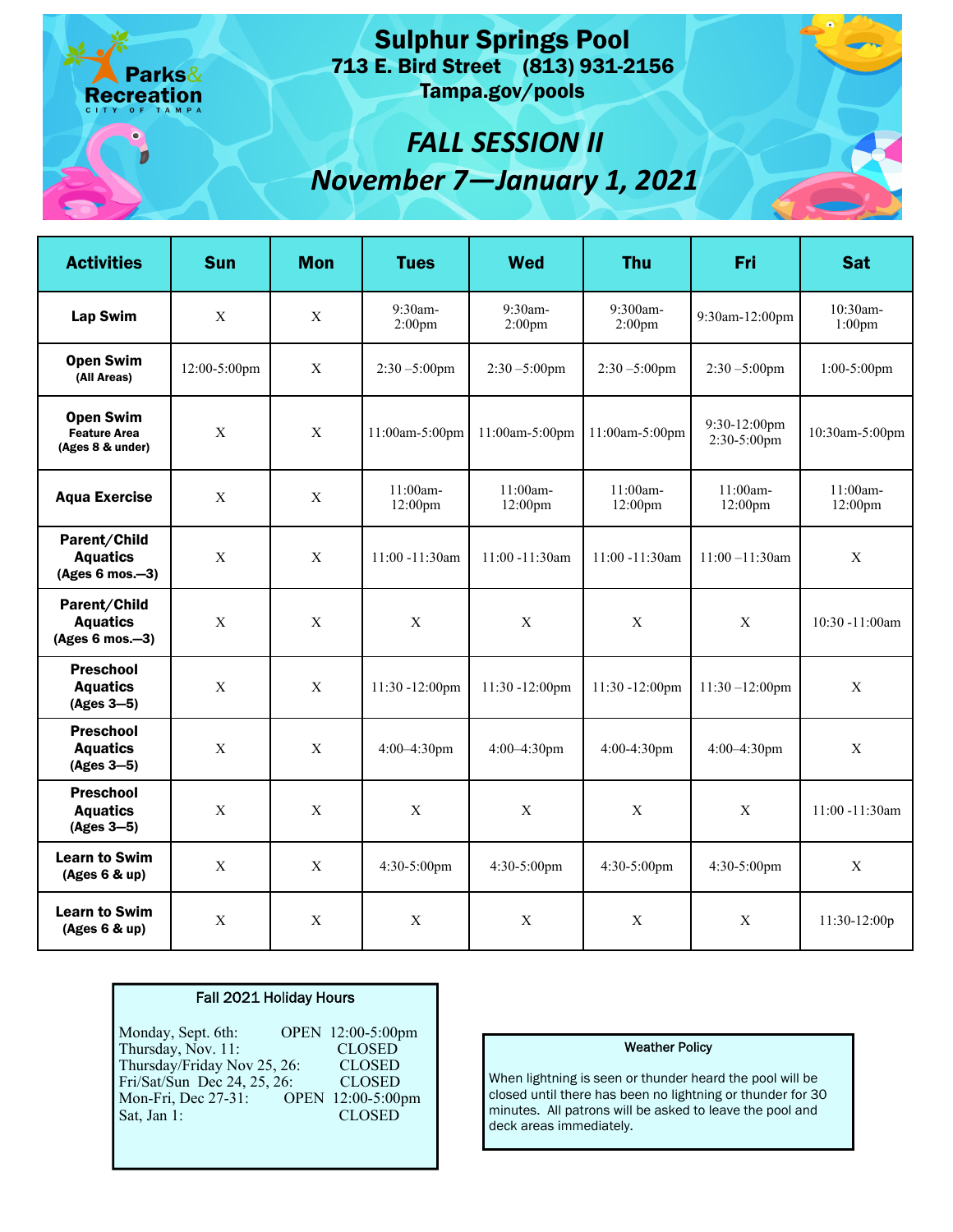Parks & Recreation
CITY OF TAMPA

# Sulphur Springs Pool

**713 E. Bird Street (813) 931-2156**

**Tampa.gov/pools**

## *FALL SESSION II*

## *November 7—January 1, 2021*

| Activities | Sun | Mon | Tues | Wed | Thu | Fri | Sat |
|---|---|---|---|---|---|---|---|
| **Lap Swim** | X | X | 9:30am-2:00pm | 9:30am-2:00pm | 9:300am-2:00pm | 9:30am-12:00pm | 10:30am-1:00pm |
| **Open Swim** (All Areas) | 12:00-5:00pm | X | 2:30 –5:00pm | 2:30 –5:00pm | 2:30 –5:00pm | 2:30 –5:00pm | 1:00-5:00pm |
| **Open Swim** Feature Area (Ages 8 & under) | X | X | 11:00am-5:00pm | 11:00am-5:00pm | 11:00am-5:00pm | 9:30-12:00pm 2:30-5:00pm | 10:30am-5:00pm |
| **Aqua Exercise** | X | X | 11:00am-12:00pm | 11:00am-12:00pm | 11:00am-12:00pm | 11:00am-12:00pm | 11:00am-12:00pm |
| **Parent/Child Aquatics** (Ages 6 mos.—3) | X | X | 11:00 -11:30am | 11:00 -11:30am | 11:00 -11:30am | 11:00 –11:30am | X |
| **Parent/Child Aquatics** (Ages 6 mos.—3) | X | X | X | X | X | X | 10:30 -11:00am |
| **Preschool Aquatics** (Ages 3—5) | X | X | 11:30 -12:00pm | 11:30 -12:00pm | 11:30 -12:00pm | 11:30 –12:00pm | X |
| **Preschool Aquatics** (Ages 3—5) | X | X | 4:00–4:30pm | 4:00–4:30pm | 4:00-4:30pm | 4:00–4:30pm | X |
| **Preschool Aquatics** (Ages 3—5) | X | X | X | X | X | X | 11:00 -11:30am |
| **Learn to Swim** (Ages 6 & up) | X | X | 4:30-5:00pm | 4:30-5:00pm | 4:30-5:00pm | 4:30-5:00pm | X |
| **Learn to Swim** (Ages 6 & up) | X | X | X | X | X | X | 11:30-12:00p |

### Fall 2021 Holiday Hours

Monday, Sept. 6th: OPEN 12:00-5:00pm
Thursday, Nov. 11: CLOSED
Thursday/Friday Nov 25, 26: CLOSED
Fri/Sat/Sun Dec 24, 25, 26: CLOSED
Mon-Fri, Dec 27-31: OPEN 12:00-5:00pm
Sat, Jan 1: CLOSED

### Weather Policy

When lightning is seen or thunder heard the pool will be closed until there has been no lightning or thunder for 30 minutes. All patrons will be asked to leave the pool and deck areas immediately.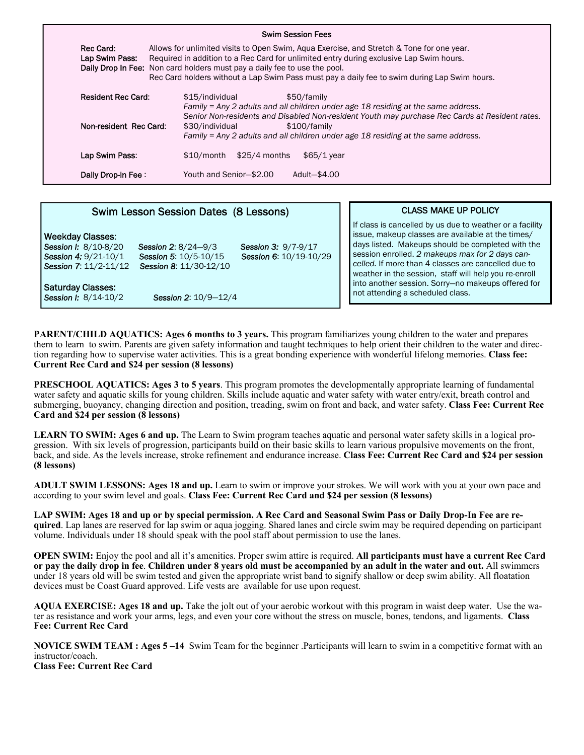## Swim Session Fees

**Rec Card:** Allows for unlimited visits to Open Swim, Aqua Exercise, and Stretch & Tone for one year.
**Lap Swim Pass:** Required in addition to a Rec Card for unlimited entry during exclusive Lap Swim hours.
**Daily Drop In Fee:** Non card holders must pay a daily fee to use the pool.
Rec Card holders without a Lap Swim Pass must pay a daily fee to swim during Lap Swim hours.

**Resident Rec Card:** $15/individual $50/family
*Family = Any 2 adults and all children under age 18 residing at the same address.*
*Senior Non-residents and Disabled Non-resident Youth may purchase Rec Cards at Resident rates.*

**Non-resident Rec Card:** $30/individual $100/family
*Family = Any 2 adults and all children under age 18 residing at the same address.*

**Lap Swim Pass:** $10/month $25/4 months $65/1 year

**Daily Drop-in Fee :** Youth and Senior—$2.00 Adult—$4.00

## Swim Lesson Session Dates (8 Lessons)

**Weekday Classes:**
*Session I:* 8/10-8/20 *Session 2*: 8/24—9/3 *Session 3:* 9/7-9/17
*Session 4:* 9/21-10/1 *Session 5*: 10/5-10/15 *Session 6*: 10/19-10/29
*Session 7*: 11/2-11/12 *Session 8*: 11/30-12/10

**Saturday Classes:**
*Session I:* 8/14-10/2 *Session 2*: 10/9—12/4

## CLASS MAKE UP POLICY

If class is cancelled by us due to weather or a facility issue, makeup classes are available at the times/ days listed. Makeups should be completed with the session enrolled. *2 makeups max for 2 days cancelled.* If more than 4 classes are cancelled due to weather in the session, staff will help you re-enroll into another session. Sorry—no makeups offered for not attending a scheduled class.

**PARENT/CHILD AQUATICS: Ages 6 months to 3 years.** This program familiarizes young children to the water and prepares them to learn to swim. Parents are given safety information and taught techniques to help orient their children to the water and direction regarding how to supervise water activities. This is a great bonding experience with wonderful lifelong memories. **Class fee: Current Rec Card and $24 per session (8 lessons)**

**PRESCHOOL AQUATICS: Ages 3 to 5 years**. This program promotes the developmentally appropriate learning of fundamental water safety and aquatic skills for young children. Skills include aquatic and water safety with water entry/exit, breath control and submerging, buoyancy, changing direction and position, treading, swim on front and back, and water safety. **Class Fee: Current Rec Card and $24 per session (8 lessons)**

**LEARN TO SWIM: Ages 6 and up.** The Learn to Swim program teaches aquatic and personal water safety skills in a logical progression. With six levels of progression, participants build on their basic skills to learn various propulsive movements on the front, back, and side. As the levels increase, stroke refinement and endurance increase. **Class Fee: Current Rec Card and $24 per session (8 lessons)**

**ADULT SWIM LESSONS: Ages 18 and up.** Learn to swim or improve your strokes. We will work with you at your own pace and according to your swim level and goals. **Class Fee: Current Rec Card and $24 per session (8 lessons)**

**LAP SWIM: Ages 18 and up or by special permission. A Rec Card and Seasonal Swim Pass or Daily Drop-In Fee are required**. Lap lanes are reserved for lap swim or aqua jogging. Shared lanes and circle swim may be required depending on participant volume. Individuals under 18 should speak with the pool staff about permission to use the lanes.

**OPEN SWIM:** Enjoy the pool and all it's amenities. Proper swim attire is required. **All participants must have a current Rec Card or pay the daily drop in fee**. **Children under 8 years old must be accompanied by an adult in the water and out.** All swimmers under 18 years old will be swim tested and given the appropriate wrist band to signify shallow or deep swim ability. All floatation devices must be Coast Guard approved. Life vests are available for use upon request.

**AQUA EXERCISE: Ages 18 and up.** Take the jolt out of your aerobic workout with this program in waist deep water. Use the water as resistance and work your arms, legs, and even your core without the stress on muscle, bones, tendons, and ligaments. **Class Fee: Current Rec Card**

**NOVICE SWIM TEAM : Ages 5 –14** Swim Team for the beginner .Participants will learn to swim in a competitive format with an instructor/coach.
**Class Fee: Current Rec Card**